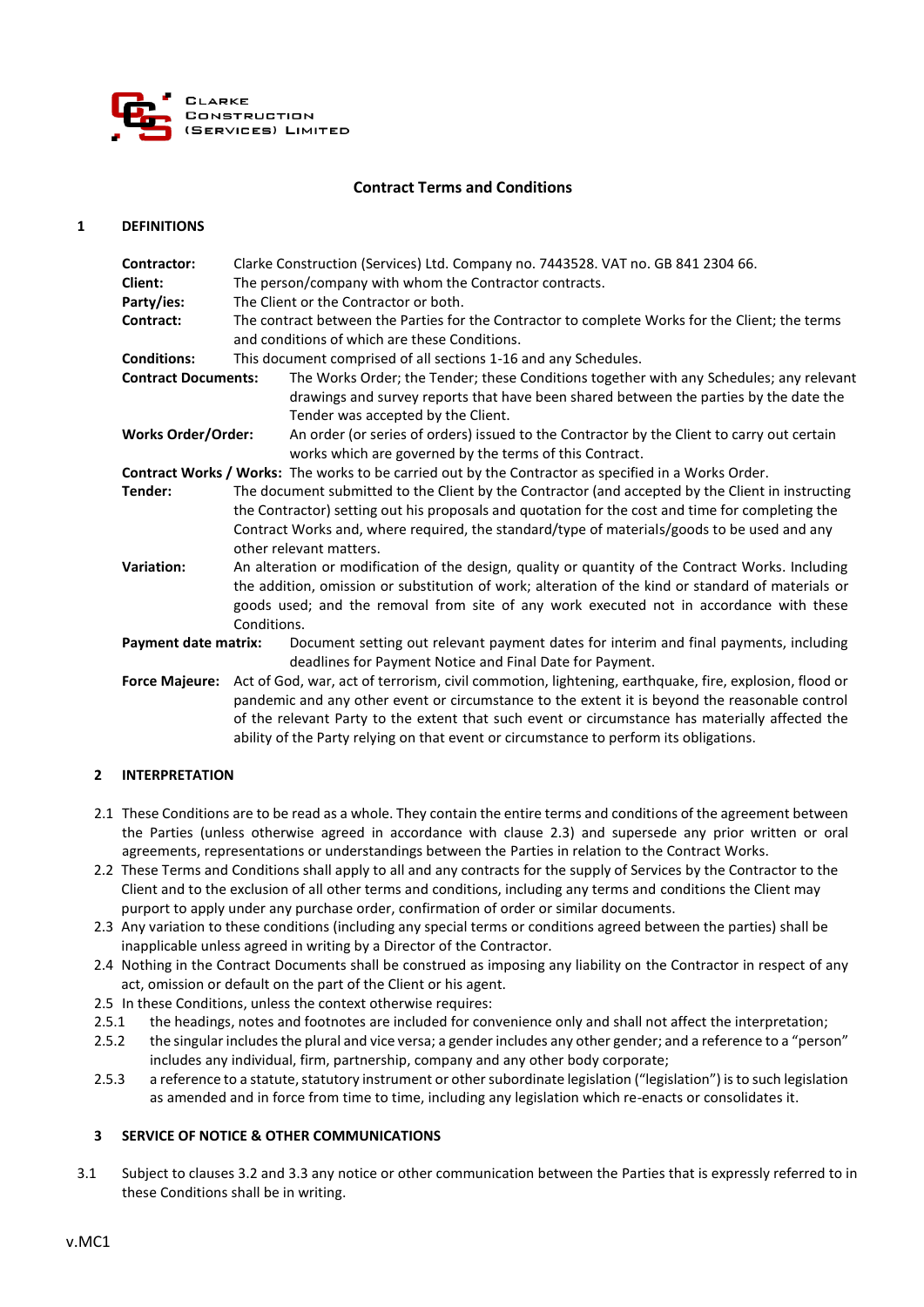Clarke Construction (Services) Limited

## Contract Terms and Conditions

### 1 DEFINITIONS

**Contractor:** Clarke Construction (Services) Ltd. Company no. 7443528. VAT no. GB 841 2304 66.

**Client:** The person/company with whom the Contractor contracts.

**Party/ies:** The Client or the Contractor or both.

**Contract:** The contract between the Parties for the Contractor to complete Works for the Client; the terms and conditions of which are these Conditions.

**Conditions:** This document comprised of all sections 1-16 and any Schedules.

**Contract Documents:** The Works Order; the Tender; these Conditions together with any Schedules; any relevant drawings and survey reports that have been shared between the parties by the date the Tender was accepted by the Client.

**Works Order/Order:** An order (or series of orders) issued to the Contractor by the Client to carry out certain works which are governed by the terms of this Contract.

**Contract Works / Works:** The works to be carried out by the Contractor as specified in a Works Order.

**Tender:** The document submitted to the Client by the Contractor (and accepted by the Client in instructing the Contractor) setting out his proposals and quotation for the cost and time for completing the Contract Works and, where required, the standard/type of materials/goods to be used and any other relevant matters.

**Variation:** An alteration or modification of the design, quality or quantity of the Contract Works. Including the addition, omission or substitution of work; alteration of the kind or standard of materials or goods used; and the removal from site of any work executed not in accordance with these Conditions.

**Payment date matrix:** Document setting out relevant payment dates for interim and final payments, including deadlines for Payment Notice and Final Date for Payment.

**Force Majeure:** Act of God, war, act of terrorism, civil commotion, lightening, earthquake, fire, explosion, flood or pandemic and any other event or circumstance to the extent it is beyond the reasonable control of the relevant Party to the extent that such event or circumstance has materially affected the ability of the Party relying on that event or circumstance to perform its obligations.

### 2 INTERPRETATION

2.1 These Conditions are to be read as a whole. They contain the entire terms and conditions of the agreement between the Parties (unless otherwise agreed in accordance with clause 2.3) and supersede any prior written or oral agreements, representations or understandings between the Parties in relation to the Contract Works.

2.2 These Terms and Conditions shall apply to all and any contracts for the supply of Services by the Contractor to the Client and to the exclusion of all other terms and conditions, including any terms and conditions the Client may purport to apply under any purchase order, confirmation of order or similar documents.

2.3 Any variation to these conditions (including any special terms or conditions agreed between the parties) shall be inapplicable unless agreed in writing by a Director of the Contractor.

2.4 Nothing in the Contract Documents shall be construed as imposing any liability on the Contractor in respect of any act, omission or default on the part of the Client or his agent.

2.5 In these Conditions, unless the context otherwise requires:

2.5.1 the headings, notes and footnotes are included for convenience only and shall not affect the interpretation;

2.5.2 the singular includes the plural and vice versa; a gender includes any other gender; and a reference to a "person" includes any individual, firm, partnership, company and any other body corporate;

2.5.3 a reference to a statute, statutory instrument or other subordinate legislation ("legislation") is to such legislation as amended and in force from time to time, including any legislation which re-enacts or consolidates it.

### 3 SERVICE OF NOTICE & OTHER COMMUNICATIONS

3.1 Subject to clauses 3.2 and 3.3 any notice or other communication between the Parties that is expressly referred to in these Conditions shall be in writing.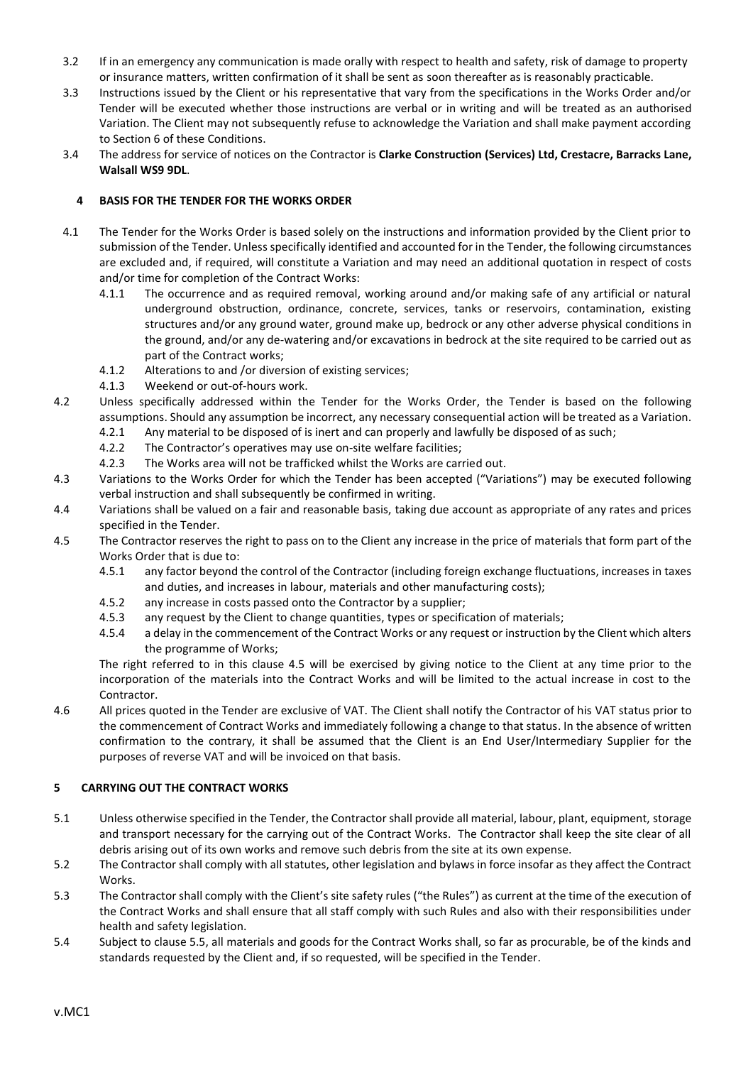3.2 If in an emergency any communication is made orally with respect to health and safety, risk of damage to property or insurance matters, written confirmation of it shall be sent as soon thereafter as is reasonably practicable.

3.3 Instructions issued by the Client or his representative that vary from the specifications in the Works Order and/or Tender will be executed whether those instructions are verbal or in writing and will be treated as an authorised Variation. The Client may not subsequently refuse to acknowledge the Variation and shall make payment according to Section 6 of these Conditions.

3.4 The address for service of notices on the Contractor is **Clarke Construction (Services) Ltd, Crestacre, Barracks Lane, Walsall WS9 9DL**.

## 4 BASIS FOR THE TENDER FOR THE WORKS ORDER

4.1 The Tender for the Works Order is based solely on the instructions and information provided by the Client prior to submission of the Tender. Unless specifically identified and accounted for in the Tender, the following circumstances are excluded and, if required, will constitute a Variation and may need an additional quotation in respect of costs and/or time for completion of the Contract Works:

- 4.1.1 The occurrence and as required removal, working around and/or making safe of any artificial or natural underground obstruction, ordinance, concrete, services, tanks or reservoirs, contamination, existing structures and/or any ground water, ground make up, bedrock or any other adverse physical conditions in the ground, and/or any de-watering and/or excavations in bedrock at the site required to be carried out as part of the Contract works;
- 4.1.2 Alterations to and /or diversion of existing services;
- 4.1.3 Weekend or out-of-hours work.

4.2 Unless specifically addressed within the Tender for the Works Order, the Tender is based on the following assumptions. Should any assumption be incorrect, any necessary consequential action will be treated as a Variation.

- 4.2.1 Any material to be disposed of is inert and can properly and lawfully be disposed of as such;
- 4.2.2 The Contractor's operatives may use on-site welfare facilities;
- 4.2.3 The Works area will not be trafficked whilst the Works are carried out.

4.3 Variations to the Works Order for which the Tender has been accepted ("Variations") may be executed following verbal instruction and shall subsequently be confirmed in writing.

4.4 Variations shall be valued on a fair and reasonable basis, taking due account as appropriate of any rates and prices specified in the Tender.

4.5 The Contractor reserves the right to pass on to the Client any increase in the price of materials that form part of the Works Order that is due to:

- 4.5.1 any factor beyond the control of the Contractor (including foreign exchange fluctuations, increases in taxes and duties, and increases in labour, materials and other manufacturing costs);
- 4.5.2 any increase in costs passed onto the Contractor by a supplier;
- 4.5.3 any request by the Client to change quantities, types or specification of materials;
- 4.5.4 a delay in the commencement of the Contract Works or any request or instruction by the Client which alters the programme of Works;

The right referred to in this clause 4.5 will be exercised by giving notice to the Client at any time prior to the incorporation of the materials into the Contract Works and will be limited to the actual increase in cost to the Contractor.

4.6 All prices quoted in the Tender are exclusive of VAT. The Client shall notify the Contractor of his VAT status prior to the commencement of Contract Works and immediately following a change to that status. In the absence of written confirmation to the contrary, it shall be assumed that the Client is an End User/Intermediary Supplier for the purposes of reverse VAT and will be invoiced on that basis.

## 5 CARRYING OUT THE CONTRACT WORKS

5.1 Unless otherwise specified in the Tender, the Contractor shall provide all material, labour, plant, equipment, storage and transport necessary for the carrying out of the Contract Works. The Contractor shall keep the site clear of all debris arising out of its own works and remove such debris from the site at its own expense.

5.2 The Contractor shall comply with all statutes, other legislation and bylaws in force insofar as they affect the Contract Works.

5.3 The Contractor shall comply with the Client's site safety rules ("the Rules") as current at the time of the execution of the Contract Works and shall ensure that all staff comply with such Rules and also with their responsibilities under health and safety legislation.

5.4 Subject to clause 5.5, all materials and goods for the Contract Works shall, so far as procurable, be of the kinds and standards requested by the Client and, if so requested, will be specified in the Tender.

v.MC1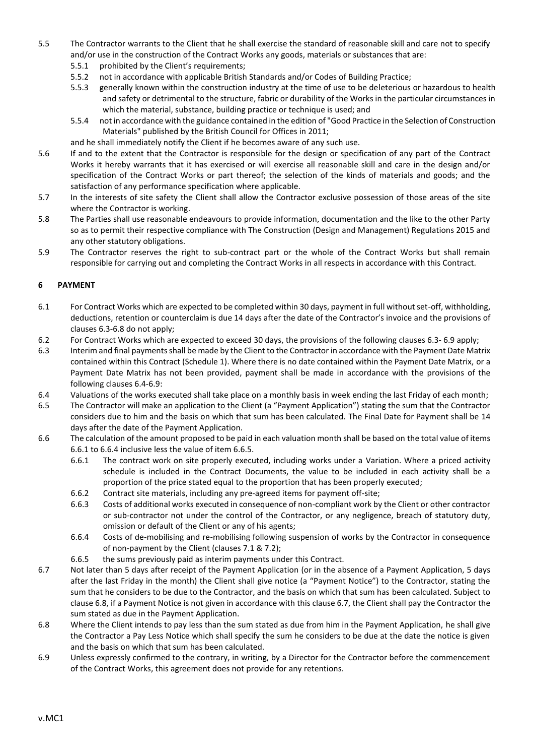5.5 The Contractor warrants to the Client that he shall exercise the standard of reasonable skill and care not to specify and/or use in the construction of the Contract Works any goods, materials or substances that are:

- 5.5.1 prohibited by the Client's requirements;
- 5.5.2 not in accordance with applicable British Standards and/or Codes of Building Practice;
- 5.5.3 generally known within the construction industry at the time of use to be deleterious or hazardous to health and safety or detrimental to the structure, fabric or durability of the Works in the particular circumstances in which the material, substance, building practice or technique is used; and
- 5.5.4 not in accordance with the guidance contained in the edition of "Good Practice in the Selection of Construction Materials" published by the British Council for Offices in 2011;

and he shall immediately notify the Client if he becomes aware of any such use.

5.6 If and to the extent that the Contractor is responsible for the design or specification of any part of the Contract Works it hereby warrants that it has exercised or will exercise all reasonable skill and care in the design and/or specification of the Contract Works or part thereof; the selection of the kinds of materials and goods; and the satisfaction of any performance specification where applicable.

5.7 In the interests of site safety the Client shall allow the Contractor exclusive possession of those areas of the site where the Contractor is working.

5.8 The Parties shall use reasonable endeavours to provide information, documentation and the like to the other Party so as to permit their respective compliance with The Construction (Design and Management) Regulations 2015 and any other statutory obligations.

5.9 The Contractor reserves the right to sub-contract part or the whole of the Contract Works but shall remain responsible for carrying out and completing the Contract Works in all respects in accordance with this Contract.

## 6 PAYMENT

6.1 For Contract Works which are expected to be completed within 30 days, payment in full without set-off, withholding, deductions, retention or counterclaim is due 14 days after the date of the Contractor's invoice and the provisions of clauses 6.3-6.8 do not apply;

6.2 For Contract Works which are expected to exceed 30 days, the provisions of the following clauses 6.3- 6.9 apply;

6.3 Interim and final payments shall be made by the Client to the Contractor in accordance with the Payment Date Matrix contained within this Contract (Schedule 1). Where there is no date contained within the Payment Date Matrix, or a Payment Date Matrix has not been provided, payment shall be made in accordance with the provisions of the following clauses 6.4-6.9:

6.4 Valuations of the works executed shall take place on a monthly basis in week ending the last Friday of each month;

6.5 The Contractor will make an application to the Client (a "Payment Application") stating the sum that the Contractor considers due to him and the basis on which that sum has been calculated. The Final Date for Payment shall be 14 days after the date of the Payment Application.

6.6 The calculation of the amount proposed to be paid in each valuation month shall be based on the total value of items 6.6.1 to 6.6.4 inclusive less the value of item 6.6.5.

- 6.6.1 The contract work on site properly executed, including works under a Variation. Where a priced activity schedule is included in the Contract Documents, the value to be included in each activity shall be a proportion of the price stated equal to the proportion that has been properly executed;
- 6.6.2 Contract site materials, including any pre-agreed items for payment off-site;
- 6.6.3 Costs of additional works executed in consequence of non-compliant work by the Client or other contractor or sub-contractor not under the control of the Contractor, or any negligence, breach of statutory duty, omission or default of the Client or any of his agents;
- 6.6.4 Costs of de-mobilising and re-mobilising following suspension of works by the Contractor in consequence of non-payment by the Client (clauses 7.1 & 7.2);
- 6.6.5 the sums previously paid as interim payments under this Contract.

6.7 Not later than 5 days after receipt of the Payment Application (or in the absence of a Payment Application, 5 days after the last Friday in the month) the Client shall give notice (a "Payment Notice") to the Contractor, stating the sum that he considers to be due to the Contractor, and the basis on which that sum has been calculated. Subject to clause 6.8, if a Payment Notice is not given in accordance with this clause 6.7, the Client shall pay the Contractor the sum stated as due in the Payment Application.

6.8 Where the Client intends to pay less than the sum stated as due from him in the Payment Application, he shall give the Contractor a Pay Less Notice which shall specify the sum he considers to be due at the date the notice is given and the basis on which that sum has been calculated.

6.9 Unless expressly confirmed to the contrary, in writing, by a Director for the Contractor before the commencement of the Contract Works, this agreement does not provide for any retentions.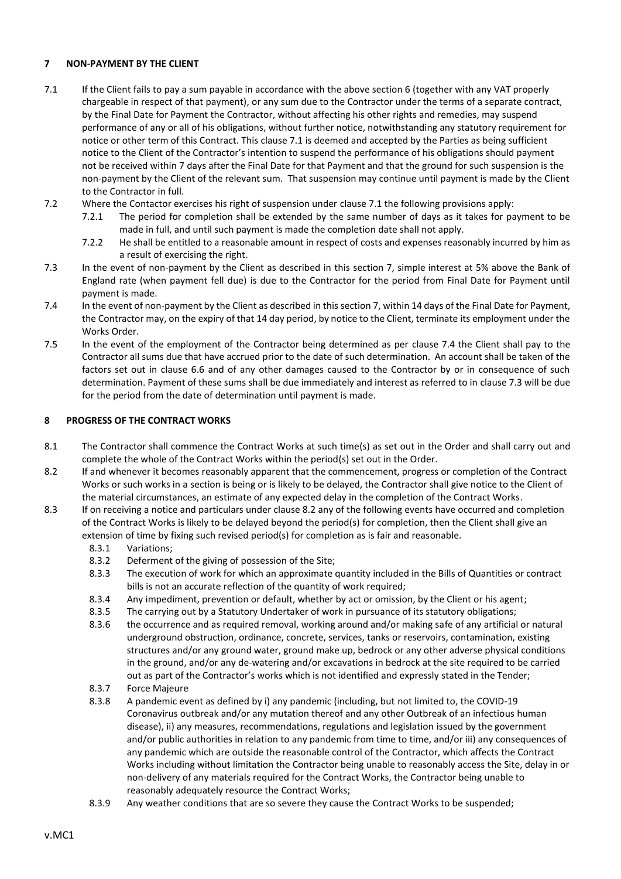**7 NON-PAYMENT BY THE CLIENT**

7.1 If the Client fails to pay a sum payable in accordance with the above section 6 (together with any VAT properly chargeable in respect of that payment), or any sum due to the Contractor under the terms of a separate contract, by the Final Date for Payment the Contractor, without affecting his other rights and remedies, may suspend performance of any or all of his obligations, without further notice, notwithstanding any statutory requirement for notice or other term of this Contract. This clause 7.1 is deemed and accepted by the Parties as being sufficient notice to the Client of the Contractor's intention to suspend the performance of his obligations should payment not be received within 7 days after the Final Date for that Payment and that the ground for such suspension is the non-payment by the Client of the relevant sum. That suspension may continue until payment is made by the Client to the Contractor in full.

7.2 Where the Contactor exercises his right of suspension under clause 7.1 the following provisions apply:

7.2.1 The period for completion shall be extended by the same number of days as it takes for payment to be made in full, and until such payment is made the completion date shall not apply.

7.2.2 He shall be entitled to a reasonable amount in respect of costs and expenses reasonably incurred by him as a result of exercising the right.

7.3 In the event of non-payment by the Client as described in this section 7, simple interest at 5% above the Bank of England rate (when payment fell due) is due to the Contractor for the period from Final Date for Payment until payment is made.

7.4 In the event of non-payment by the Client as described in this section 7, within 14 days of the Final Date for Payment, the Contractor may, on the expiry of that 14 day period, by notice to the Client, terminate its employment under the Works Order.

7.5 In the event of the employment of the Contractor being determined as per clause 7.4 the Client shall pay to the Contractor all sums due that have accrued prior to the date of such determination. An account shall be taken of the factors set out in clause 6.6 and of any other damages caused to the Contractor by or in consequence of such determination. Payment of these sums shall be due immediately and interest as referred to in clause 7.3 will be due for the period from the date of determination until payment is made.

**8 PROGRESS OF THE CONTRACT WORKS**

8.1 The Contractor shall commence the Contract Works at such time(s) as set out in the Order and shall carry out and complete the whole of the Contract Works within the period(s) set out in the Order.

8.2 If and whenever it becomes reasonably apparent that the commencement, progress or completion of the Contract Works or such works in a section is being or is likely to be delayed, the Contractor shall give notice to the Client of the material circumstances, an estimate of any expected delay in the completion of the Contract Works.

8.3 If on receiving a notice and particulars under clause 8.2 any of the following events have occurred and completion of the Contract Works is likely to be delayed beyond the period(s) for completion, then the Client shall give an extension of time by fixing such revised period(s) for completion as is fair and reasonable.

8.3.1 Variations;

8.3.2 Deferment of the giving of possession of the Site;

8.3.3 The execution of work for which an approximate quantity included in the Bills of Quantities or contract bills is not an accurate reflection of the quantity of work required;

8.3.4 Any impediment, prevention or default, whether by act or omission, by the Client or his agent;

8.3.5 The carrying out by a Statutory Undertaker of work in pursuance of its statutory obligations;

8.3.6 the occurrence and as required removal, working around and/or making safe of any artificial or natural underground obstruction, ordinance, concrete, services, tanks or reservoirs, contamination, existing structures and/or any ground water, ground make up, bedrock or any other adverse physical conditions in the ground, and/or any de-watering and/or excavations in bedrock at the site required to be carried out as part of the Contractor's works which is not identified and expressly stated in the Tender;

8.3.7 Force Majeure

8.3.8 A pandemic event as defined by i) any pandemic (including, but not limited to, the COVID-19 Coronavirus outbreak and/or any mutation thereof and any other Outbreak of an infectious human disease), ii) any measures, recommendations, regulations and legislation issued by the government and/or public authorities in relation to any pandemic from time to time, and/or iii) any consequences of any pandemic which are outside the reasonable control of the Contractor, which affects the Contract Works including without limitation the Contractor being unable to reasonably access the Site, delay in or non-delivery of any materials required for the Contract Works, the Contractor being unable to reasonably adequately resource the Contract Works;

8.3.9 Any weather conditions that are so severe they cause the Contract Works to be suspended;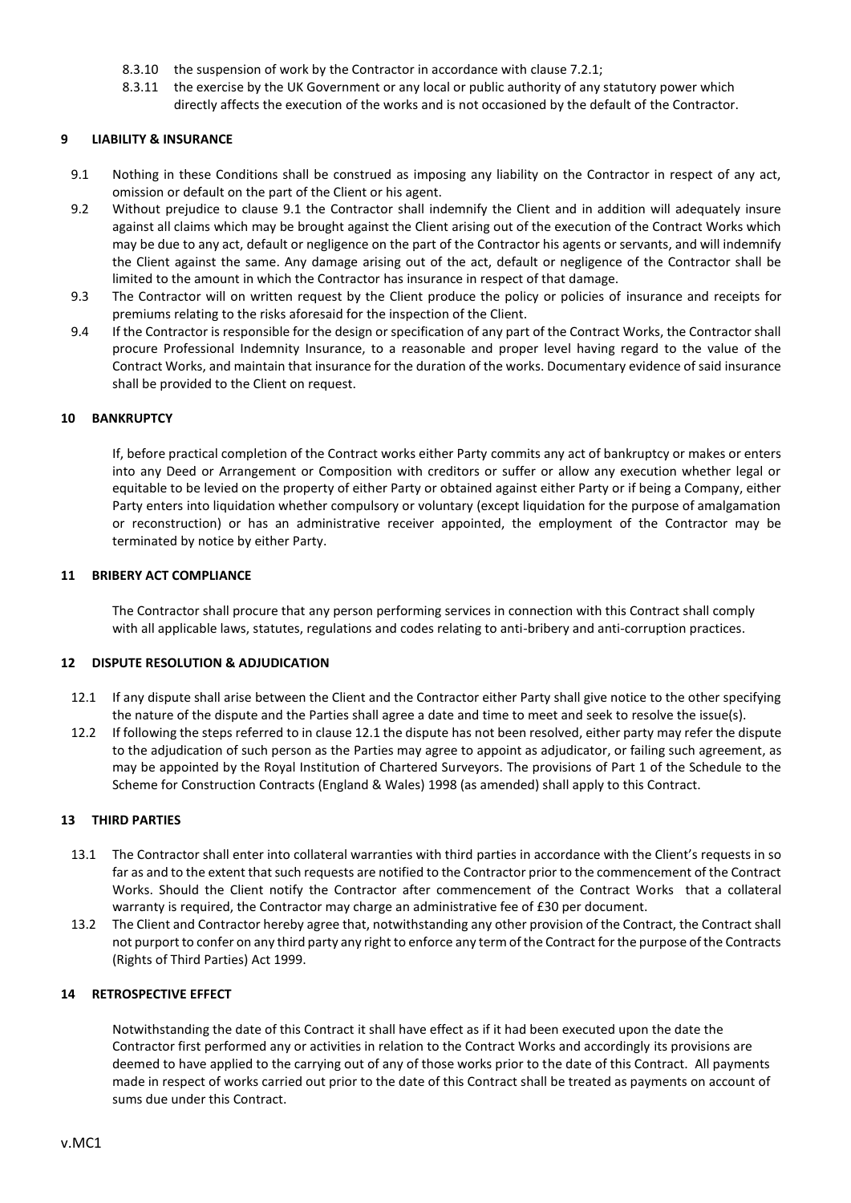8.3.10 the suspension of work by the Contractor in accordance with clause 7.2.1;

8.3.11 the exercise by the UK Government or any local or public authority of any statutory power which directly affects the execution of the works and is not occasioned by the default of the Contractor.

## 9 LIABILITY & INSURANCE

9.1 Nothing in these Conditions shall be construed as imposing any liability on the Contractor in respect of any act, omission or default on the part of the Client or his agent.

9.2 Without prejudice to clause 9.1 the Contractor shall indemnify the Client and in addition will adequately insure against all claims which may be brought against the Client arising out of the execution of the Contract Works which may be due to any act, default or negligence on the part of the Contractor his agents or servants, and will indemnify the Client against the same. Any damage arising out of the act, default or negligence of the Contractor shall be limited to the amount in which the Contractor has insurance in respect of that damage.

9.3 The Contractor will on written request by the Client produce the policy or policies of insurance and receipts for premiums relating to the risks aforesaid for the inspection of the Client.

9.4 If the Contractor is responsible for the design or specification of any part of the Contract Works, the Contractor shall procure Professional Indemnity Insurance, to a reasonable and proper level having regard to the value of the Contract Works, and maintain that insurance for the duration of the works. Documentary evidence of said insurance shall be provided to the Client on request.

## 10 BANKRUPTCY

If, before practical completion of the Contract works either Party commits any act of bankruptcy or makes or enters into any Deed or Arrangement or Composition with creditors or suffer or allow any execution whether legal or equitable to be levied on the property of either Party or obtained against either Party or if being a Company, either Party enters into liquidation whether compulsory or voluntary (except liquidation for the purpose of amalgamation or reconstruction) or has an administrative receiver appointed, the employment of the Contractor may be terminated by notice by either Party.

## 11 BRIBERY ACT COMPLIANCE

The Contractor shall procure that any person performing services in connection with this Contract shall comply with all applicable laws, statutes, regulations and codes relating to anti-bribery and anti-corruption practices.

## 12 DISPUTE RESOLUTION & ADJUDICATION

12.1 If any dispute shall arise between the Client and the Contractor either Party shall give notice to the other specifying the nature of the dispute and the Parties shall agree a date and time to meet and seek to resolve the issue(s).

12.2 If following the steps referred to in clause 12.1 the dispute has not been resolved, either party may refer the dispute to the adjudication of such person as the Parties may agree to appoint as adjudicator, or failing such agreement, as may be appointed by the Royal Institution of Chartered Surveyors. The provisions of Part 1 of the Schedule to the Scheme for Construction Contracts (England & Wales) 1998 (as amended) shall apply to this Contract.

## 13 THIRD PARTIES

13.1 The Contractor shall enter into collateral warranties with third parties in accordance with the Client's requests in so far as and to the extent that such requests are notified to the Contractor prior to the commencement of the Contract Works. Should the Client notify the Contractor after commencement of the Contract Works that a collateral warranty is required, the Contractor may charge an administrative fee of £30 per document.

13.2 The Client and Contractor hereby agree that, notwithstanding any other provision of the Contract, the Contract shall not purport to confer on any third party any right to enforce any term of the Contract for the purpose of the Contracts (Rights of Third Parties) Act 1999.

## 14 RETROSPECTIVE EFFECT

Notwithstanding the date of this Contract it shall have effect as if it had been executed upon the date the Contractor first performed any or activities in relation to the Contract Works and accordingly its provisions are deemed to have applied to the carrying out of any of those works prior to the date of this Contract. All payments made in respect of works carried out prior to the date of this Contract shall be treated as payments on account of sums due under this Contract.

v.MC1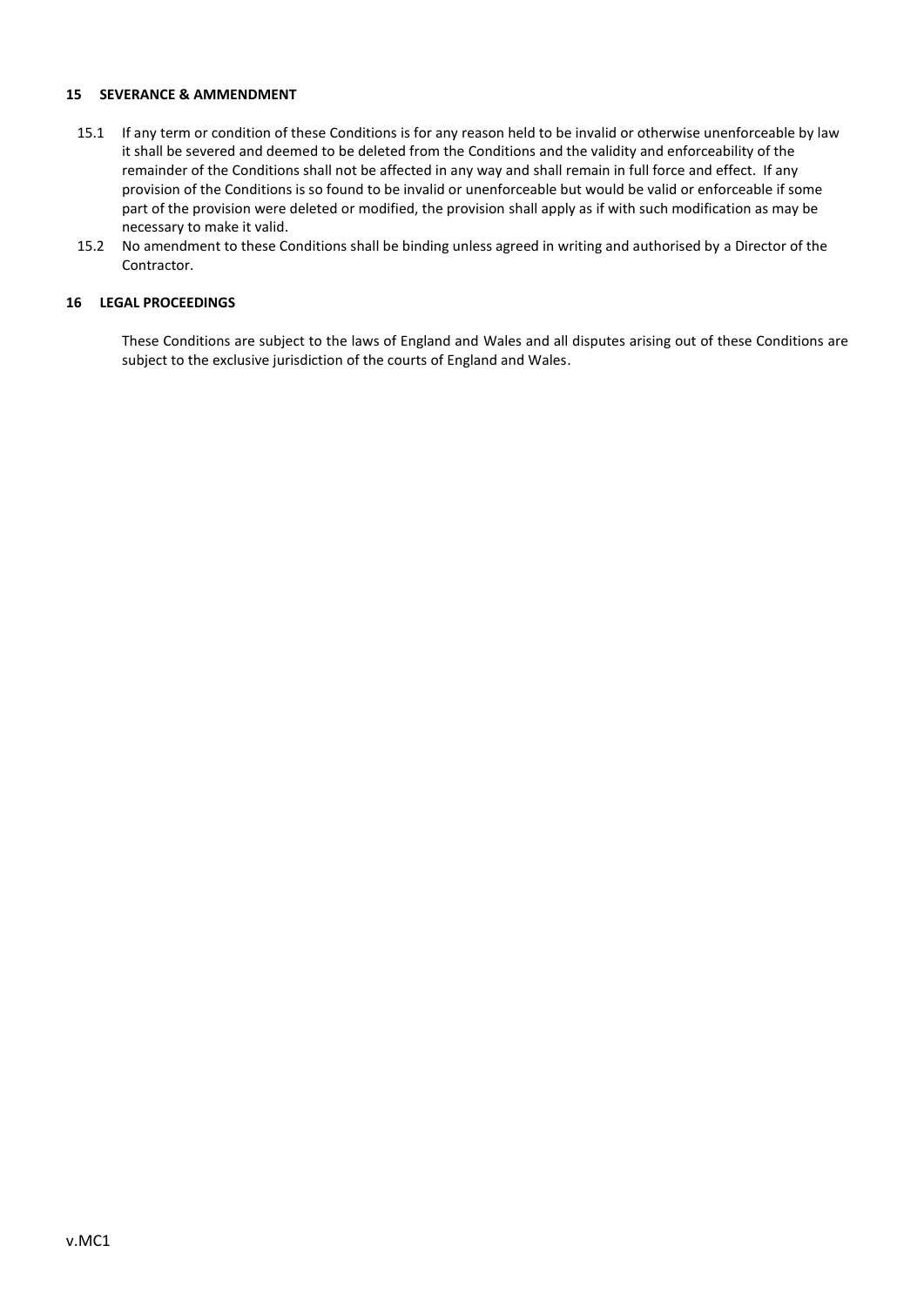**15 SEVERANCE & AMMENDMENT**

15.1 If any term or condition of these Conditions is for any reason held to be invalid or otherwise unenforceable by law it shall be severed and deemed to be deleted from the Conditions and the validity and enforceability of the remainder of the Conditions shall not be affected in any way and shall remain in full force and effect. If any provision of the Conditions is so found to be invalid or unenforceable but would be valid or enforceable if some part of the provision were deleted or modified, the provision shall apply as if with such modification as may be necessary to make it valid.

15.2 No amendment to these Conditions shall be binding unless agreed in writing and authorised by a Director of the Contractor.

**16 LEGAL PROCEEDINGS**

These Conditions are subject to the laws of England and Wales and all disputes arising out of these Conditions are subject to the exclusive jurisdiction of the courts of England and Wales.

v.MC1